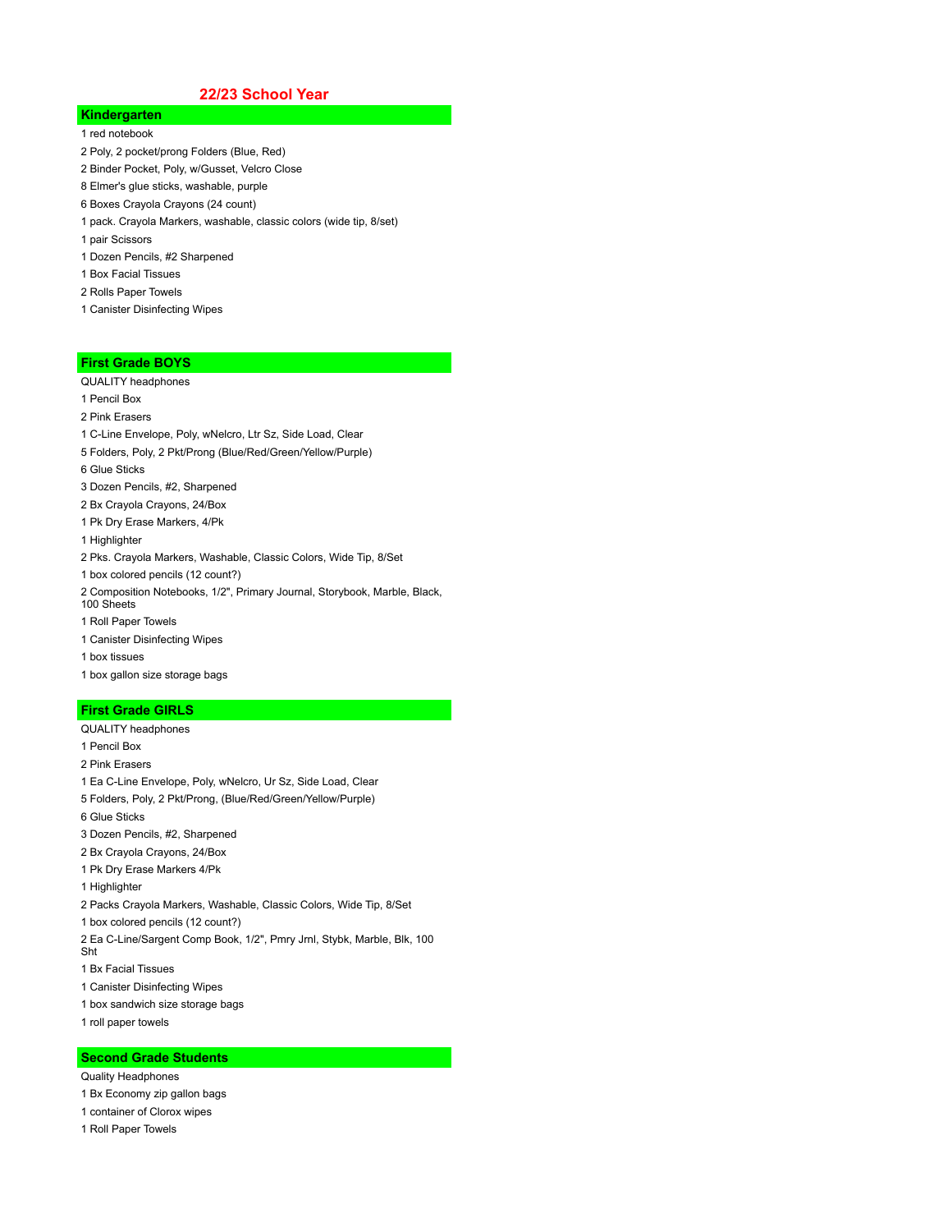# 22/23 School Year

## Kindergarten

1 red notebook

2 Poly, 2 pocket/prong Folders (Blue, Red)

2 Binder Pocket, Poly, w/Gusset, Velcro Close

8 Elmer's glue sticks, washable, purple

6 Boxes Crayola Crayons (24 count)

1 pack. Crayola Markers, washable, classic colors (wide tip, 8/set)

1 pair Scissors

1 Dozen Pencils, #2 Sharpened

1 Box Facial Tissues

2 Rolls Paper Towels

1 Canister Disinfecting Wipes

## First Grade BOYS

QUALITY headphones

1 Pencil Box

2 Pink Erasers

1 C-Line Envelope, Poly, wNelcro, Ltr Sz, Side Load, Clear

5 Folders, Poly, 2 Pkt/Prong (Blue/Red/Green/Yellow/Purple)

6 Glue Sticks

3 Dozen Pencils, #2, Sharpened

2 Bx Crayola Crayons, 24/Box

1 Pk Dry Erase Markers, 4/Pk

1 Highlighter

2 Pks. Crayola Markers, Washable, Classic Colors, Wide Tip, 8/Set

1 box colored pencils (12 count?)

2 Composition Notebooks, 1/2", Primary Journal, Storybook, Marble, Black, 100 Sheets

1 Roll Paper Towels

1 Canister Disinfecting Wipes

1 box tissues

1 box gallon size storage bags

## First Grade GIRLS

QUALITY headphones

1 Pencil Box

2 Pink Erasers

1 Ea C-Line Envelope, Poly, wNelcro, Ur Sz, Side Load, Clear

5 Folders, Poly, 2 Pkt/Prong, (Blue/Red/Green/Yellow/Purple)

6 Glue Sticks

3 Dozen Pencils, #2, Sharpened

2 Bx Crayola Crayons, 24/Box

1 Pk Dry Erase Markers 4/Pk

1 Highlighter

2 Packs Crayola Markers, Washable, Classic Colors, Wide Tip, 8/Set

1 box colored pencils (12 count?)

2 Ea C-Line/Sargent Comp Book, 1/2", Pmry Jrnl, Stybk, Marble, Blk, 100 Sht

1 Bx Facial Tissues

1 Canister Disinfecting Wipes

1 box sandwich size storage bags

1 roll paper towels

## Second Grade Students

Quality Headphones

1 Bx Economy zip gallon bags

1 container of Clorox wipes

1 Roll Paper Towels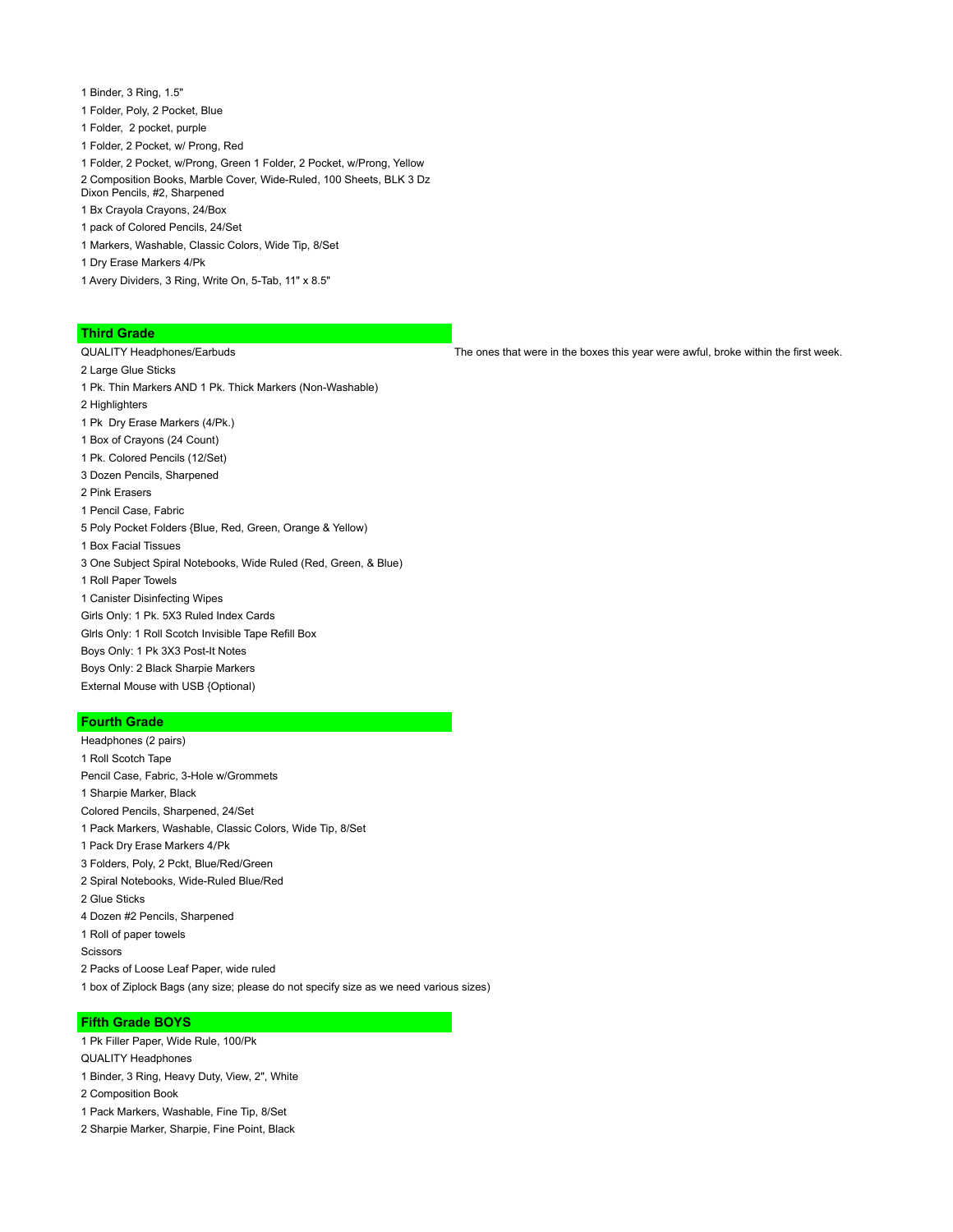1 Binder, 3 Ring, 1.5"

1 Folder, Poly, 2 Pocket, Blue

1 Folder, 2 pocket, purple

1 Folder, 2 Pocket, w/ Prong, Red

1 Folder, 2 Pocket, w/Prong, Green 1 Folder, 2 Pocket, w/Prong, Yellow

2 Composition Books, Marble Cover, Wide-Ruled, 100 Sheets, BLK 3 Dz Dixon Pencils, #2, Sharpened

1 Bx Crayola Crayons, 24/Box

1 pack of Colored Pencils, 24/Set

1 Markers, Washable, Classic Colors, Wide Tip, 8/Set

1 Dry Erase Markers 4/Pk

1 Avery Dividers, 3 Ring, Write On, 5-Tab, 11" x 8.5"

## Third Grade

QUALITY Headphones/Earbuds — The ones that were in the boxes this year were awful, broke within the first week.

2 Large Glue Sticks

1 Pk. Thin Markers AND 1 Pk. Thick Markers (Non-Washable)

2 Highlighters

1 Pk Dry Erase Markers (4/Pk.)

1 Box of Crayons (24 Count)

1 Pk. Colored Pencils (12/Set)

3 Dozen Pencils, Sharpened

2 Pink Erasers

1 Pencil Case, Fabric

5 Poly Pocket Folders {Blue, Red, Green, Orange & Yellow)

1 Box Facial Tissues

3 One Subject Spiral Notebooks, Wide Ruled (Red, Green, & Blue)

1 Roll Paper Towels

1 Canister Disinfecting Wipes

Girls Only: 1 Pk. 5X3 Ruled Index Cards

Glrls Only: 1 Roll Scotch Invisible Tape Refill Box

Boys Only: 1 Pk 3X3 Post-It Notes

Boys Only: 2 Black Sharpie Markers

External Mouse with USB {Optional)

## Fourth Grade

Headphones (2 pairs)

1 Roll Scotch Tape

Pencil Case, Fabric, 3-Hole w/Grommets

1 Sharpie Marker, Black

Colored Pencils, Sharpened, 24/Set

1 Pack Markers, Washable, Classic Colors, Wide Tip, 8/Set

1 Pack Dry Erase Markers 4/Pk

3 Folders, Poly, 2 Pckt, Blue/Red/Green

2 Spiral Notebooks, Wide-Ruled Blue/Red

2 Glue Sticks

4 Dozen #2 Pencils, Sharpened

1 Roll of paper towels

Scissors

2 Packs of Loose Leaf Paper, wide ruled

1 box of Ziplock Bags (any size; please do not specify size as we need various sizes)

## Fifth Grade BOYS

1 Pk Filler Paper, Wide Rule, 100/Pk

QUALITY Headphones

1 Binder, 3 Ring, Heavy Duty, View, 2", White

2 Composition Book

1 Pack Markers, Washable, Fine Tip, 8/Set

2 Sharpie Marker, Sharpie, Fine Point, Black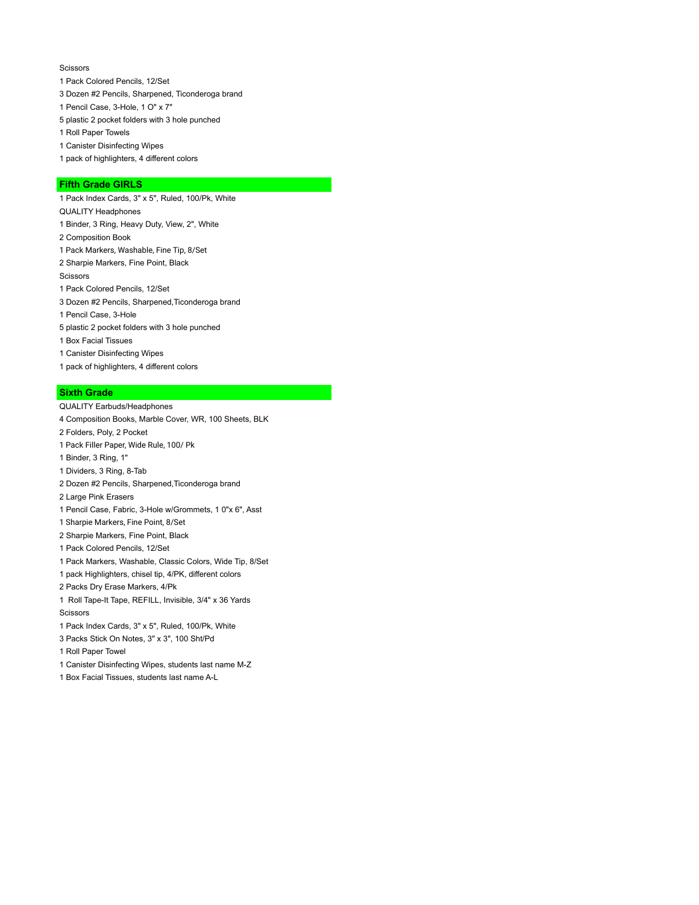Scissors

1 Pack Colored Pencils, 12/Set

3 Dozen #2 Pencils, Sharpened, Ticonderoga brand

1 Pencil Case, 3-Hole, 1 O" x 7"

5 plastic 2 pocket folders with 3 hole punched

1 Roll Paper Towels

1 Canister Disinfecting Wipes

1 pack of highlighters, 4 different colors

## Fifth Grade GIRLS

1 Pack Index Cards, 3" x 5", Ruled, 100/Pk, White

QUALITY Headphones

1 Binder, 3 Ring, Heavy Duty, View, 2", White

2 Composition Book

1 Pack Markers, Washable, Fine Tip, 8/Set

2 Sharpie Markers, Fine Point, Black

Scissors

1 Pack Colored Pencils, 12/Set

3 Dozen #2 Pencils, Sharpened,Ticonderoga brand

1 Pencil Case, 3-Hole

5 plastic 2 pocket folders with 3 hole punched

1 Box Facial Tissues

1 Canister Disinfecting Wipes

1 pack of highlighters, 4 different colors

## Sixth Grade

QUALITY Earbuds/Headphones

4 Composition Books, Marble Cover, WR, 100 Sheets, BLK

2 Folders, Poly, 2 Pocket

1 Pack Filler Paper, Wide Rule, 100/ Pk

1 Binder, 3 Ring, 1"

1 Dividers, 3 Ring, 8-Tab

2 Dozen #2 Pencils, Sharpened,Ticonderoga brand

2 Large Pink Erasers

1 Pencil Case, Fabric, 3-Hole w/Grommets, 1 0"x 6", Asst

1 Sharpie Markers, Fine Point, 8/Set

2 Sharpie Markers, Fine Point, Black

1 Pack Colored Pencils, 12/Set

1 Pack Markers, Washable, Classic Colors, Wide Tip, 8/Set

1 pack Highlighters, chisel tip, 4/PK, different colors

2 Packs Dry Erase Markers, 4/Pk

1 Roll Tape-It Tape, REFILL, Invisible, 3/4" x 36 Yards

Scissors

1 Pack Index Cards, 3" x 5", Ruled, 100/Pk, White

3 Packs Stick On Notes, 3" x 3", 100 Sht/Pd

1 Roll Paper Towel

1 Canister Disinfecting Wipes, students last name M-Z

1 Box Facial Tissues, students last name A-L